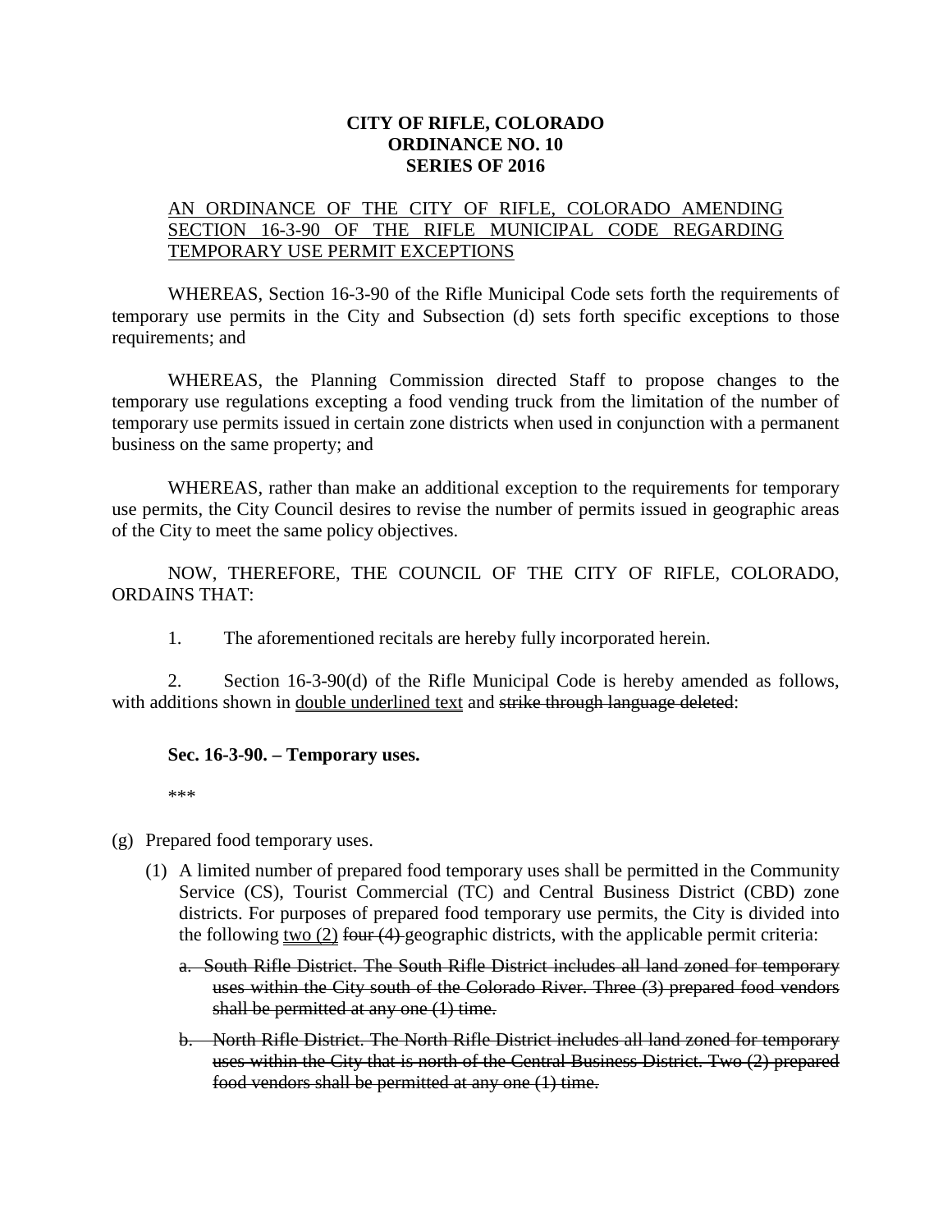**CITY OF RIFLE, COLORADO**
**ORDINANCE NO. 10**
**SERIES OF 2016**

<u>AN ORDINANCE OF THE CITY OF RIFLE, COLORADO AMENDING SECTION 16-3-90 OF THE RIFLE MUNICIPAL CODE REGARDING TEMPORARY USE PERMIT EXCEPTIONS</u>

WHEREAS, Section 16-3-90 of the Rifle Municipal Code sets forth the requirements of temporary use permits in the City and Subsection (d) sets forth specific exceptions to those requirements; and

WHEREAS, the Planning Commission directed Staff to propose changes to the temporary use regulations excepting a food vending truck from the limitation of the number of temporary use permits issued in certain zone districts when used in conjunction with a permanent business on the same property; and

WHEREAS, rather than make an additional exception to the requirements for temporary use permits, the City Council desires to revise the number of permits issued in geographic areas of the City to meet the same policy objectives.

NOW, THEREFORE, THE COUNCIL OF THE CITY OF RIFLE, COLORADO, ORDAINS THAT:

1. The aforementioned recitals are hereby fully incorporated herein.

2. Section 16-3-90(d) of the Rifle Municipal Code is hereby amended as follows, with additions shown in <u>double underlined text</u> and ~~strike through language deleted~~:

**Sec. 16-3-90. – Temporary uses.**

\*\*\*

(g) Prepared food temporary uses.

(1) A limited number of prepared food temporary uses shall be permitted in the Community Service (CS), Tourist Commercial (TC) and Central Business District (CBD) zone districts. For purposes of prepared food temporary use permits, the City is divided into the following <u>two (2)</u> ~~four (4)~~ geographic districts, with the applicable permit criteria:

~~a. South Rifle District. The South Rifle District includes all land zoned for temporary uses within the City south of the Colorado River. Three (3) prepared food vendors shall be permitted at any one (1) time.~~

~~b. North Rifle District. The North Rifle District includes all land zoned for temporary uses within the City that is north of the Central Business District. Two (2) prepared food vendors shall be permitted at any one (1) time.~~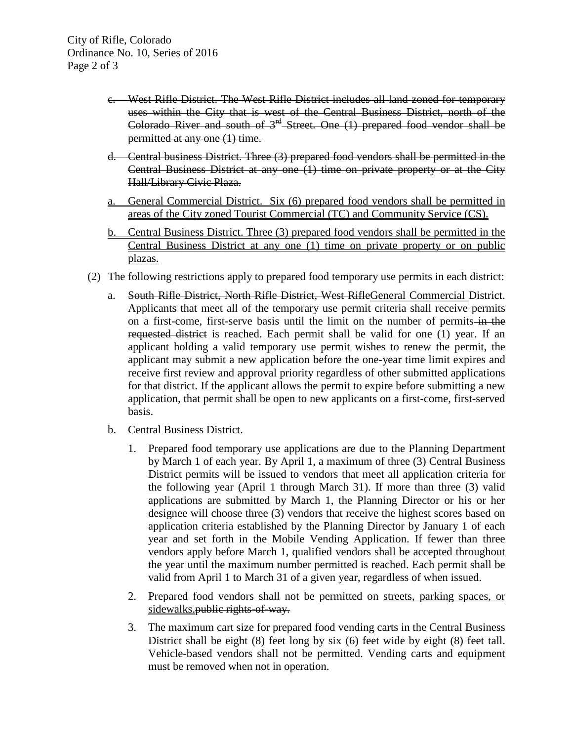c. ~~West Rifle District. The West Rifle District includes all land zoned for temporary uses within the City that is west of the Central Business District, north of the Colorado River and south of 3rd Street. One (1) prepared food vendor shall be permitted at any one (1) time.~~

d. ~~Central business District. Three (3) prepared food vendors shall be permitted in the Central Business District at any one (1) time on private property or at the City Hall/Library Civic Plaza.~~

<u>a. General Commercial District. Six (6) prepared food vendors shall be permitted in areas of the City zoned Tourist Commercial (TC) and Community Service (CS).</u>

<u>b. Central Business District. Three (3) prepared food vendors shall be permitted in the Central Business District at any one (1) time on private property or on public plazas.</u>

(2) The following restrictions apply to prepared food temporary use permits in each district:

a. ~~South Rifle District, North Rifle District, West Rifle~~<u>General Commercial</u> District. Applicants that meet all of the temporary use permit criteria shall receive permits on a first-come, first-serve basis until the limit on the number of permits ~~in the requested district~~ is reached. Each permit shall be valid for one (1) year. If an applicant holding a valid temporary use permit wishes to renew the permit, the applicant may submit a new application before the one-year time limit expires and receive first review and approval priority regardless of other submitted applications for that district. If the applicant allows the permit to expire before submitting a new application, that permit shall be open to new applicants on a first-come, first-served basis.

b. Central Business District.

1. Prepared food temporary use applications are due to the Planning Department by March 1 of each year. By April 1, a maximum of three (3) Central Business District permits will be issued to vendors that meet all application criteria for the following year (April 1 through March 31). If more than three (3) valid applications are submitted by March 1, the Planning Director or his or her designee will choose three (3) vendors that receive the highest scores based on application criteria established by the Planning Director by January 1 of each year and set forth in the Mobile Vending Application. If fewer than three vendors apply before March 1, qualified vendors shall be accepted throughout the year until the maximum number permitted is reached. Each permit shall be valid from April 1 to March 31 of a given year, regardless of when issued.

2. Prepared food vendors shall not be permitted on <u>streets, parking spaces, or sidewalks.</u>~~public rights-of-way.~~

3. The maximum cart size for prepared food vending carts in the Central Business District shall be eight (8) feet long by six (6) feet wide by eight (8) feet tall. Vehicle-based vendors shall not be permitted. Vending carts and equipment must be removed when not in operation.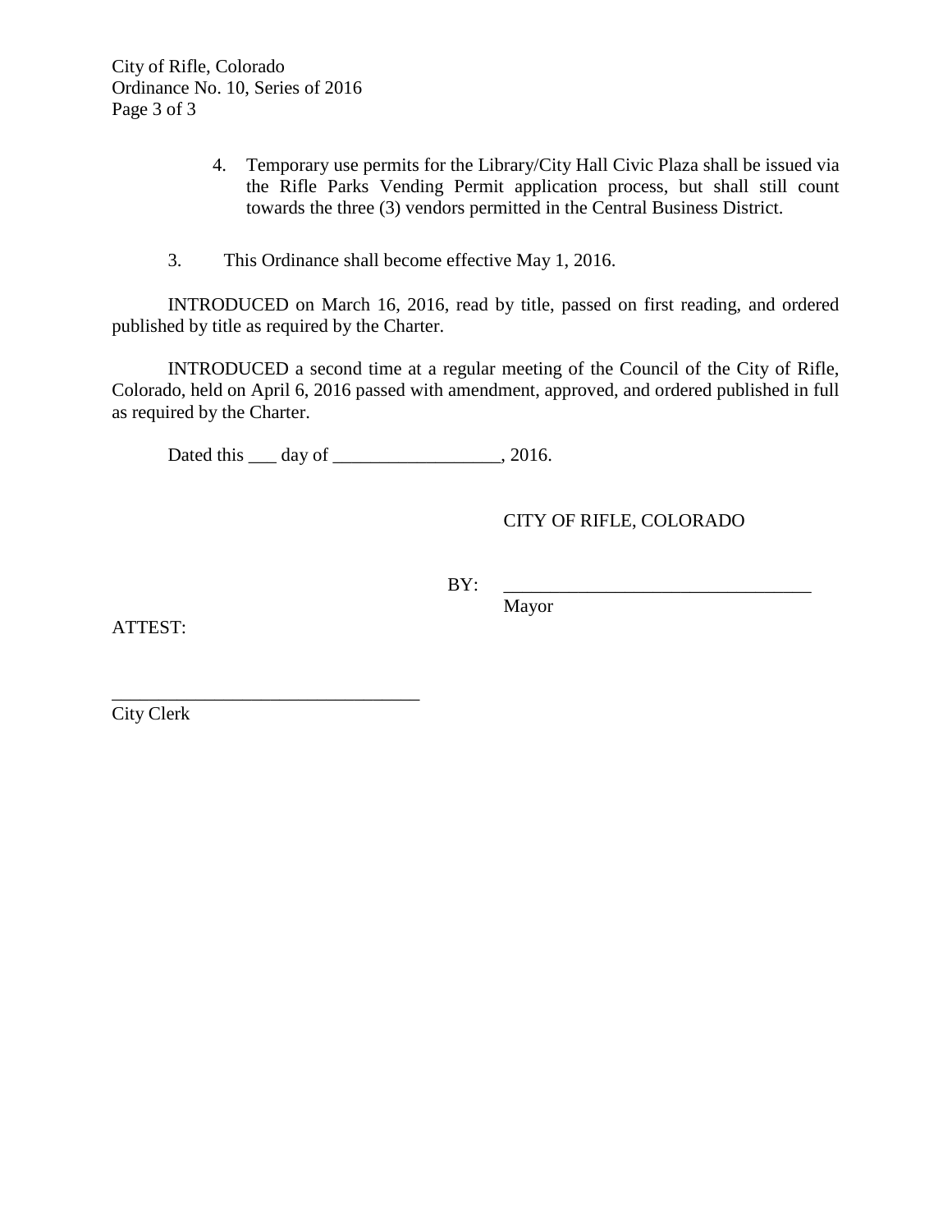4. Temporary use permits for the Library/City Hall Civic Plaza shall be issued via the Rifle Parks Vending Permit application process, but shall still count towards the three (3) vendors permitted in the Central Business District.

3. This Ordinance shall become effective May 1, 2016.

INTRODUCED on March 16, 2016, read by title, passed on first reading, and ordered published by title as required by the Charter.

INTRODUCED a second time at a regular meeting of the Council of the City of Rifle, Colorado, held on April 6, 2016 passed with amendment, approved, and ordered published in full as required by the Charter.

Dated this ___ day of __________________, 2016.

CITY OF RIFLE, COLORADO

BY: _________________________________
Mayor

ATTEST:

_________________________________
City Clerk